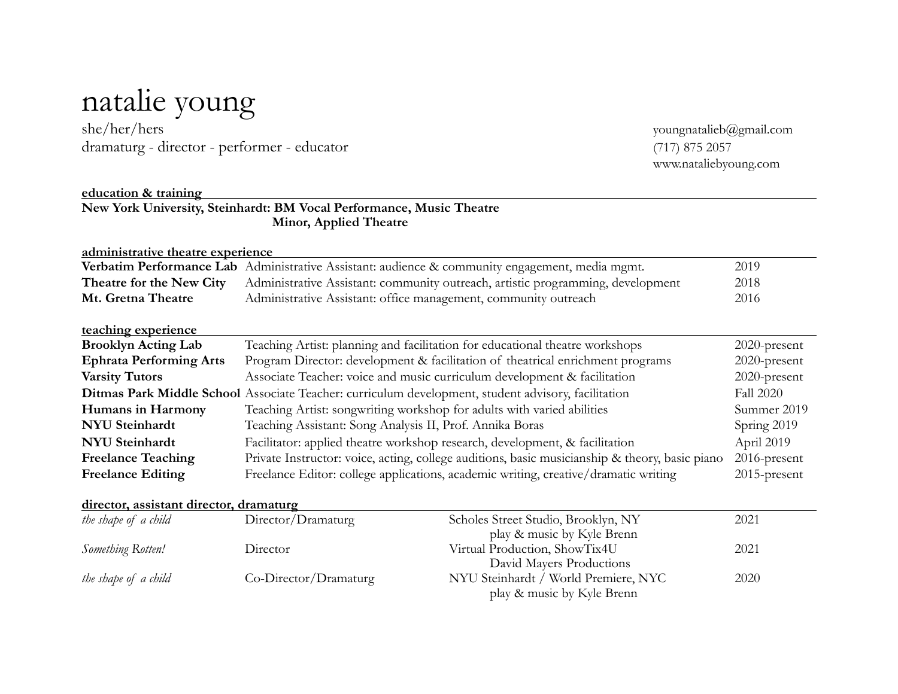# natalie young

she/her/hers
dramaturg - director - performer - educator

youngnatalieb@gmail.com
(717) 875 2057
www.nataliebyoung.com

## education & training

**New York University, Steinhardt: BM Vocal Performance, Music Theatre**
**Minor, Applied Theatre**

## administrative theatre experience

| | | |
|---|---|---|
| **Verbatim Performance Lab** | Administrative Assistant: audience & community engagement, media mgmt. | 2019 |
| **Theatre for the New City** | Administrative Assistant: community outreach, artistic programming, development | 2018 |
| **Mt. Gretna Theatre** | Administrative Assistant: office management, community outreach | 2016 |

## teaching experience

| | | |
|---|---|---|
| **Brooklyn Acting Lab** | Teaching Artist: planning and facilitation for educational theatre workshops | 2020-present |
| **Ephrata Performing Arts** | Program Director: development & facilitation of theatrical enrichment programs | 2020-present |
| **Varsity Tutors** | Associate Teacher: voice and music curriculum development & facilitation | 2020-present |
| **Ditmas Park Middle School** | Associate Teacher: curriculum development, student advisory, facilitation | Fall 2020 |
| **Humans in Harmony** | Teaching Artist: songwriting workshop for adults with varied abilities | Summer 2019 |
| **NYU Steinhardt** | Teaching Assistant: Song Analysis II, Prof. Annika Boras | Spring 2019 |
| **NYU Steinhardt** | Facilitator: applied theatre workshop research, development, & facilitation | April 2019 |
| **Freelance Teaching** | Private Instructor: voice, acting, college auditions, basic musicianship & theory, basic piano | 2016-present |
| **Freelance Editing** | Freelance Editor: college applications, academic writing, creative/dramatic writing | 2015-present |

## director, assistant director, dramaturg

| | | | |
|---|---|---|---|
| *the shape of a child* | Director/Dramaturg | Scholes Street Studio, Brooklyn, NY<br>play & music by Kyle Brenn | 2021 |
| *Something Rotten!* | Director | Virtual Production, ShowTix4U<br>David Mayers Productions | 2021 |
| *the shape of a child* | Co-Director/Dramaturg | NYU Steinhardt / World Premiere, NYC<br>play & music by Kyle Brenn | 2020 |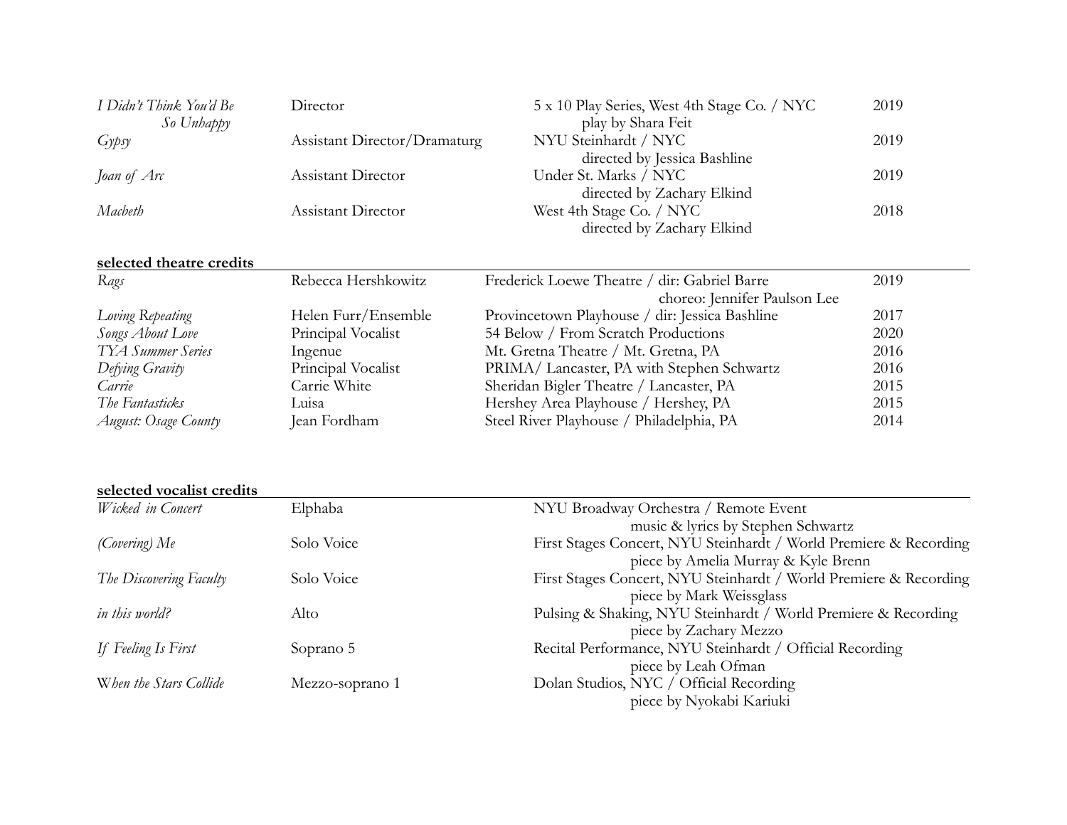| | | | |
|---|---|---|---|
| *I Didn't Think You'd Be So Unhappy* | Director | 5 x 10 Play Series, West 4th Stage Co. / NYC<br>play by Shara Feit | 2019 |
| *Gypsy* | Assistant Director/Dramaturg | NYU Steinhardt / NYC<br>directed by Jessica Bashline | 2019 |
| *Joan of Arc* | Assistant Director | Under St. Marks / NYC<br>directed by Zachary Elkind | 2019 |
| *Macbeth* | Assistant Director | West 4th Stage Co. / NYC<br>directed by Zachary Elkind | 2018 |

**selected theatre credits**

| | | | |
|---|---|---|---|
| *Rags* | Rebecca Hershkowitz | Frederick Loewe Theatre / dir: Gabriel Barre<br>choreo: Jennifer Paulson Lee | 2019 |
| *Loving Repeating* | Helen Furr/Ensemble | Provincetown Playhouse / dir: Jessica Bashline | 2017 |
| *Songs About Love* | Principal Vocalist | 54 Below / From Scratch Productions | 2020 |
| *TYA Summer Series* | Ingenue | Mt. Gretna Theatre / Mt. Gretna, PA | 2016 |
| *Defying Gravity* | Principal Vocalist | PRIMA/ Lancaster, PA with Stephen Schwartz | 2016 |
| *Carrie* | Carrie White | Sheridan Bigler Theatre / Lancaster, PA | 2015 |
| *The Fantasticks* | Luisa | Hershey Area Playhouse / Hershey, PA | 2015 |
| *August: Osage County* | Jean Fordham | Steel River Playhouse / Philadelphia, PA | 2014 |

**selected vocalist credits**

| | | |
|---|---|---|
| *Wicked in Concert* | Elphaba | NYU Broadway Orchestra / Remote Event<br>music & lyrics by Stephen Schwartz |
| *(Covering) Me* | Solo Voice | First Stages Concert, NYU Steinhardt / World Premiere & Recording<br>piece by Amelia Murray & Kyle Brenn |
| *The Discovering Faculty* | Solo Voice | First Stages Concert, NYU Steinhardt / World Premiere & Recording<br>piece by Mark Weissglass |
| *in this world?* | Alto | Pulsing & Shaking, NYU Steinhardt / World Premiere & Recording<br>piece by Zachary Mezzo |
| *If Feeling Is First* | Soprano 5 | Recital Performance, NYU Steinhardt / Official Recording<br>piece by Leah Ofman |
| W*hen the Stars Collide* | Mezzo-soprano 1 | Dolan Studios, NYC / Official Recording<br>piece by Nyokabi Kariuki |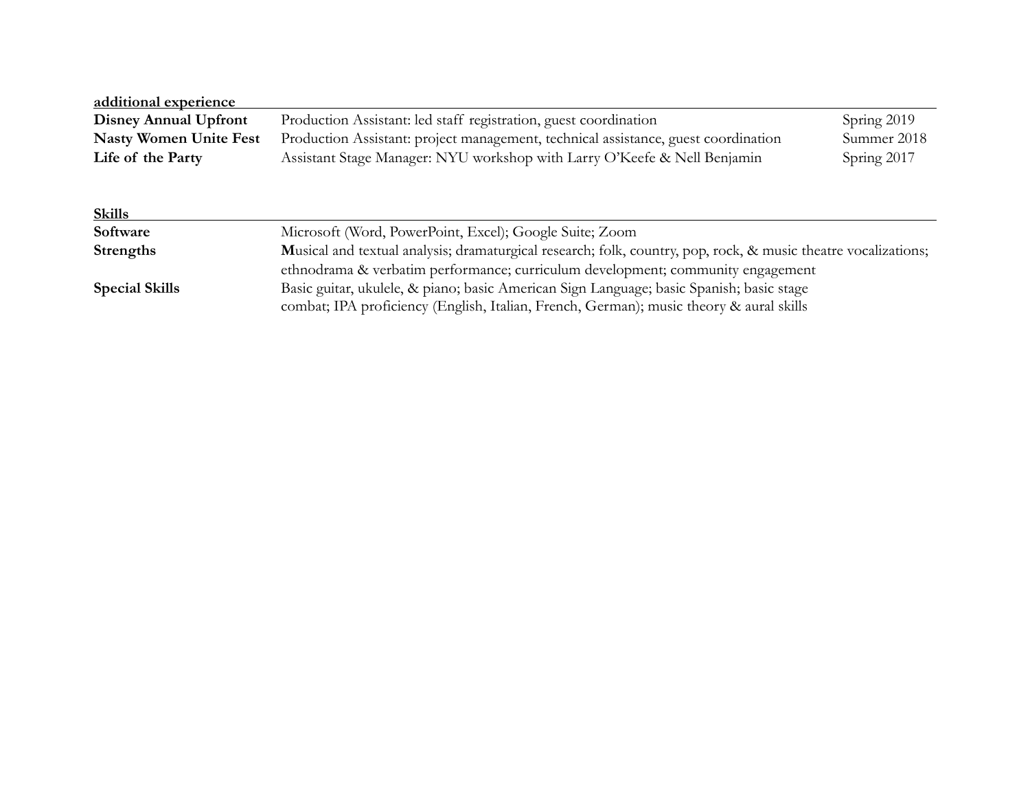## additional experience

| | | |
|---|---|---|
| **Disney Annual Upfront** | Production Assistant: led staff registration, guest coordination | Spring 2019 |
| **Nasty Women Unite Fest** | Production Assistant: project management, technical assistance, guest coordination | Summer 2018 |
| **Life of the Party** | Assistant Stage Manager: NYU workshop with Larry O'Keefe & Nell Benjamin | Spring 2017 |

## Skills

| | |
|---|---|
| **Software** | Microsoft (Word, PowerPoint, Excel); Google Suite; Zoom |
| **Strengths** | **M**usical and textual analysis; dramaturgical research; folk, country, pop, rock, & music theatre vocalizations; ethnodrama & verbatim performance; curriculum development; community engagement |
| **Special Skills** | Basic guitar, ukulele, & piano; basic American Sign Language; basic Spanish; basic stage combat; IPA proficiency (English, Italian, French, German); music theory & aural skills |